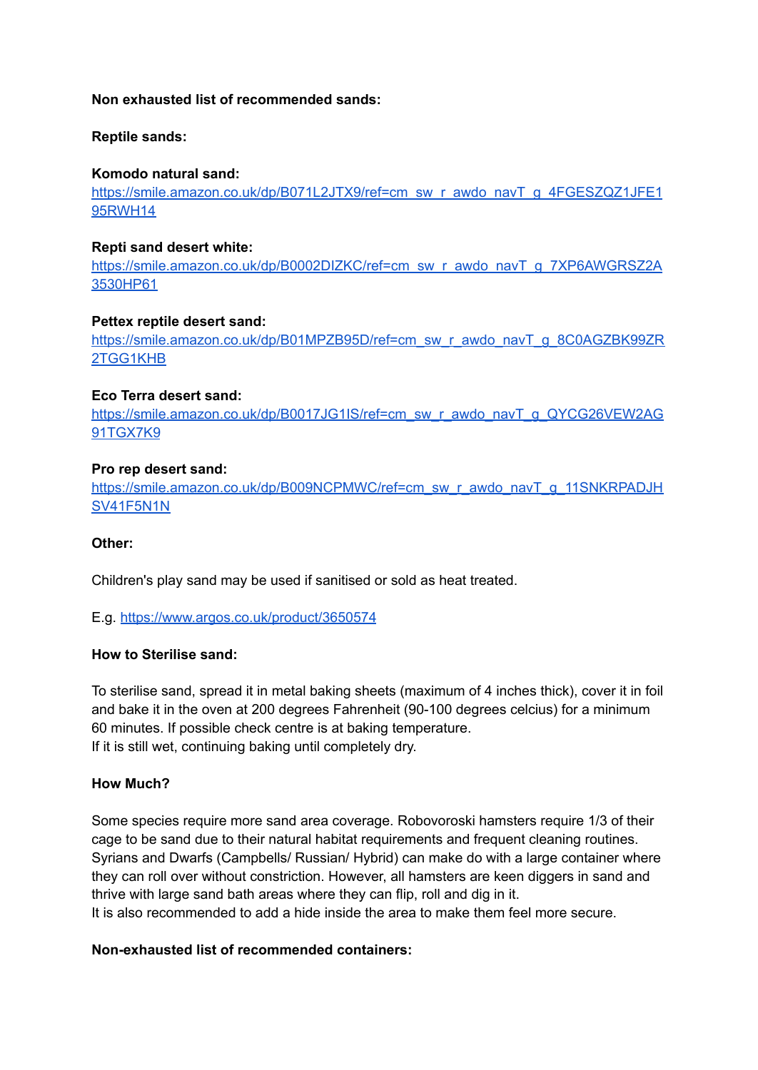**Non exhausted list of recommended sands:**

**Reptile sands:**

**Komodo natural sand:**
https://smile.amazon.co.uk/dp/B071L2JTX9/ref=cm_sw_r_awdo_navT_g_4FGESZQZ1JFE195RWH14

**Repti sand desert white:**
https://smile.amazon.co.uk/dp/B0002DIZKC/ref=cm_sw_r_awdo_navT_g_7XP6AWGRSZ2A3530HP61

**Pettex reptile desert sand:**
https://smile.amazon.co.uk/dp/B01MPZB95D/ref=cm_sw_r_awdo_navT_g_8C0AGZBK99ZR2TGG1KHB

**Eco Terra desert sand:**
https://smile.amazon.co.uk/dp/B0017JG1IS/ref=cm_sw_r_awdo_navT_g_QYCG26VEW2AG91TGX7K9

**Pro rep desert sand:**
https://smile.amazon.co.uk/dp/B009NCPMWC/ref=cm_sw_r_awdo_navT_g_11SNKRPADJHSV41F5N1N

**Other:**

Children's play sand may be used if sanitised or sold as heat treated.

E.g. https://www.argos.co.uk/product/3650574

**How to Sterilise sand:**

To sterilise sand, spread it in metal baking sheets (maximum of 4 inches thick), cover it in foil and bake it in the oven at 200 degrees Fahrenheit (90-100 degrees celcius) for a minimum 60 minutes. If possible check centre is at baking temperature.
If it is still wet, continuing baking until completely dry.

**How Much?**

Some species require more sand area coverage. Robovoroski hamsters require 1/3 of their cage to be sand due to their natural habitat requirements and frequent cleaning routines. Syrians and Dwarfs (Campbells/ Russian/ Hybrid) can make do with a large container where they can roll over without constriction. However, all hamsters are keen diggers in sand and thrive with large sand bath areas where they can flip, roll and dig in it.
It is also recommended to add a hide inside the area to make them feel more secure.

**Non-exhausted list of recommended containers:**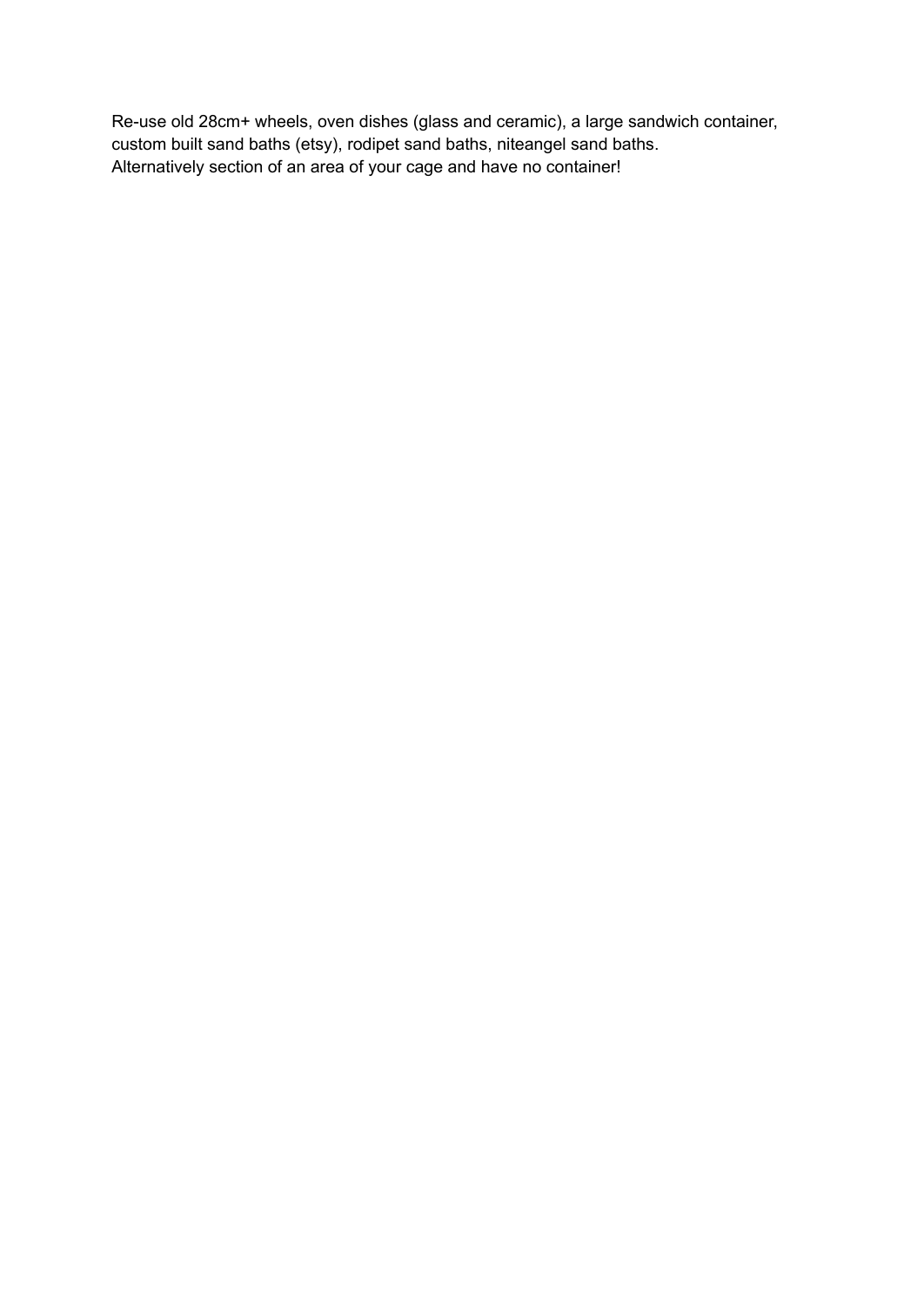Re-use old 28cm+ wheels, oven dishes (glass and ceramic), a large sandwich container, custom built sand baths (etsy), rodipet sand baths, niteangel sand baths.
Alternatively section of an area of your cage and have no container!